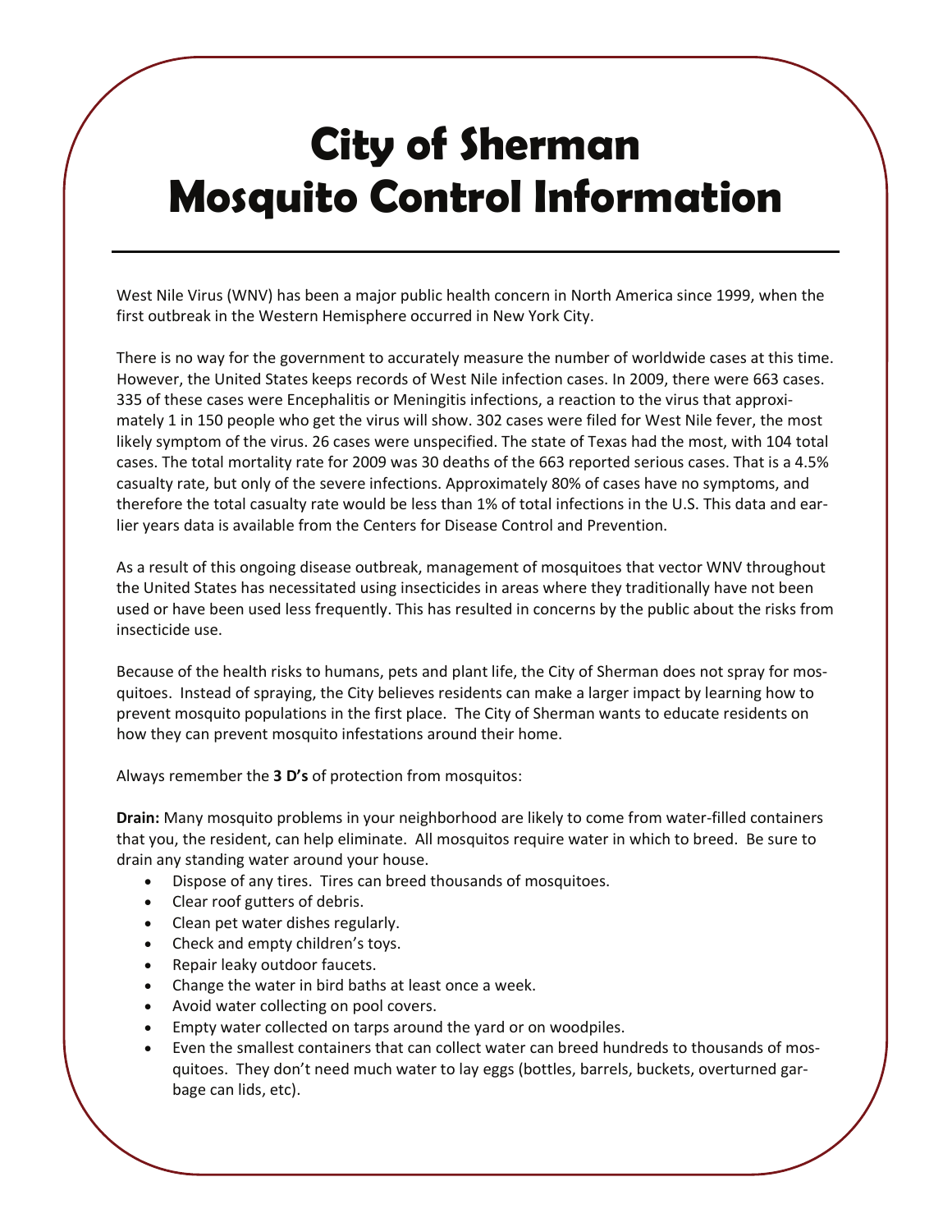# City of Sherman Mosquito Control Information

West Nile Virus (WNV) has been a major public health concern in North America since 1999, when the first outbreak in the Western Hemisphere occurred in New York City.

There is no way for the government to accurately measure the number of worldwide cases at this time. However, the United States keeps records of West Nile infection cases. In 2009, there were 663 cases. 335 of these cases were Encephalitis or Meningitis infections, a reaction to the virus that approximately 1 in 150 people who get the virus will show. 302 cases were filed for West Nile fever, the most likely symptom of the virus. 26 cases were unspecified. The state of Texas had the most, with 104 total cases. The total mortality rate for 2009 was 30 deaths of the 663 reported serious cases. That is a 4.5% casualty rate, but only of the severe infections. Approximately 80% of cases have no symptoms, and therefore the total casualty rate would be less than 1% of total infections in the U.S. This data and earlier years data is available from the Centers for Disease Control and Prevention.

As a result of this ongoing disease outbreak, management of mosquitoes that vector WNV throughout the United States has necessitated using insecticides in areas where they traditionally have not been used or have been used less frequently. This has resulted in concerns by the public about the risks from insecticide use.

Because of the health risks to humans, pets and plant life, the City of Sherman does not spray for mosquitoes. Instead of spraying, the City believes residents can make a larger impact by learning how to prevent mosquito populations in the first place. The City of Sherman wants to educate residents on how they can prevent mosquito infestations around their home.

Always remember the **3 D's** of protection from mosquitos:

**Drain:** Many mosquito problems in your neighborhood are likely to come from water-filled containers that you, the resident, can help eliminate. All mosquitos require water in which to breed. Be sure to drain any standing water around your house.

- Dispose of any tires. Tires can breed thousands of mosquitoes.
- Clear roof gutters of debris.
- Clean pet water dishes regularly.
- Check and empty children's toys.
- Repair leaky outdoor faucets.
- Change the water in bird baths at least once a week.
- Avoid water collecting on pool covers.
- Empty water collected on tarps around the yard or on woodpiles.
- Even the smallest containers that can collect water can breed hundreds to thousands of mosquitoes. They don't need much water to lay eggs (bottles, barrels, buckets, overturned garbage can lids, etc).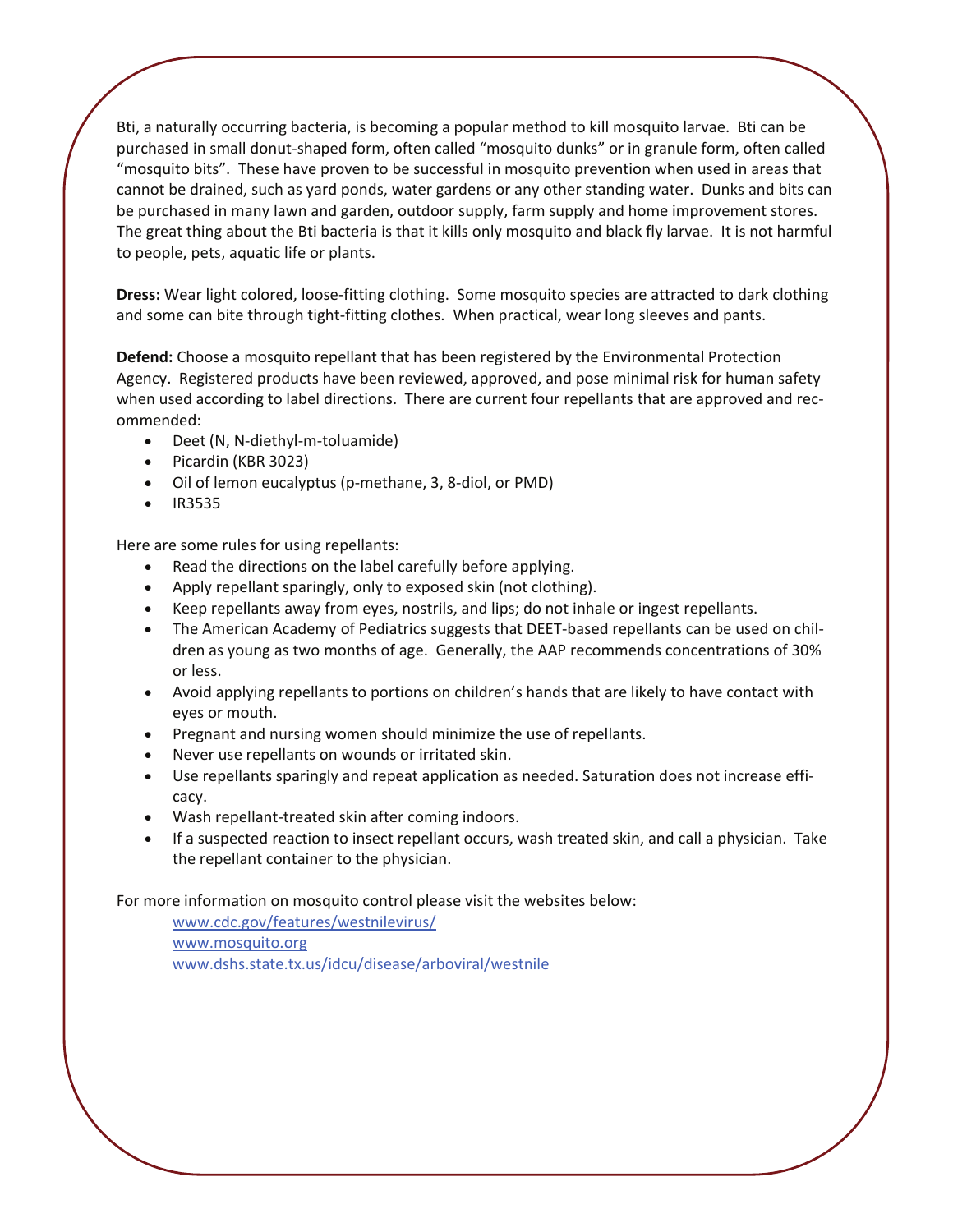Bti, a naturally occurring bacteria, is becoming a popular method to kill mosquito larvae. Bti can be purchased in small donut-shaped form, often called "mosquito dunks" or in granule form, often called "mosquito bits". These have proven to be successful in mosquito prevention when used in areas that cannot be drained, such as yard ponds, water gardens or any other standing water. Dunks and bits can be purchased in many lawn and garden, outdoor supply, farm supply and home improvement stores. The great thing about the Bti bacteria is that it kills only mosquito and black fly larvae. It is not harmful to people, pets, aquatic life or plants.

**Dress:** Wear light colored, loose-fitting clothing. Some mosquito species are attracted to dark clothing and some can bite through tight-fitting clothes. When practical, wear long sleeves and pants.

**Defend:** Choose a mosquito repellant that has been registered by the Environmental Protection Agency. Registered products have been reviewed, approved, and pose minimal risk for human safety when used according to label directions. There are current four repellants that are approved and recommended:

- Deet (N, N-diethyl-m-toluamide)
- Picardin (KBR 3023)
- Oil of lemon eucalyptus (p-methane, 3, 8-diol, or PMD)
- IR3535

Here are some rules for using repellants:

- Read the directions on the label carefully before applying.
- Apply repellant sparingly, only to exposed skin (not clothing).
- Keep repellants away from eyes, nostrils, and lips; do not inhale or ingest repellants.
- The American Academy of Pediatrics suggests that DEET-based repellants can be used on children as young as two months of age. Generally, the AAP recommends concentrations of 30% or less.
- Avoid applying repellants to portions on children's hands that are likely to have contact with eyes or mouth.
- Pregnant and nursing women should minimize the use of repellants.
- Never use repellants on wounds or irritated skin.
- Use repellants sparingly and repeat application as needed. Saturation does not increase efficacy.
- Wash repellant-treated skin after coming indoors.
- If a suspected reaction to insect repellant occurs, wash treated skin, and call a physician. Take the repellant container to the physician.

For more information on mosquito control please visit the websites below:

www.cdc.gov/features/westnilevirus/
www.mosquito.org
www.dshs.state.tx.us/idcu/disease/arboviral/westnile